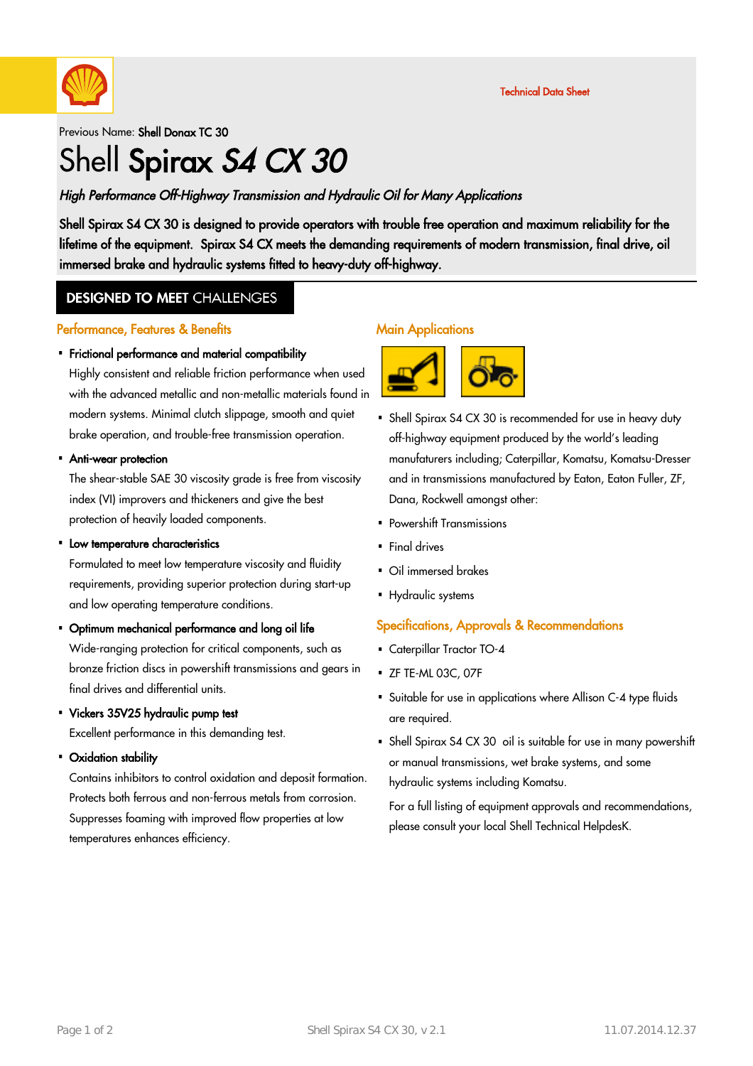Technical Data Sheet

Previous Name: **Shell Donax TC 30**

# Shell **Spirax** ***S4 CX 30***

*High Performance Off-Highway Transmission and Hydraulic Oil for Many Applications*

**Shell Spirax S4 CX 30 is designed to provide operators with trouble free operation and maximum reliability for the lifetime of the equipment. Spirax S4 CX meets the demanding requirements of modern transmission, final drive, oil immersed brake and hydraulic systems fitted to heavy-duty off-highway.**

## **DESIGNED TO MEET** CHALLENGES

### Performance, Features & Benefits

- **Frictional performance and material compatibility**
  Highly consistent and reliable friction performance when used with the advanced metallic and non-metallic materials found in modern systems. Minimal clutch slippage, smooth and quiet brake operation, and trouble-free transmission operation.
- **Anti-wear protection**
  The shear-stable SAE 30 viscosity grade is free from viscosity index (VI) improvers and thickeners and give the best protection of heavily loaded components.
- **Low temperature characteristics**
  Formulated to meet low temperature viscosity and fluidity requirements, providing superior protection during start-up and low operating temperature conditions.
- **Optimum mechanical performance and long oil life**
  Wide-ranging protection for critical components, such as bronze friction discs in powershift transmissions and gears in final drives and differential units.
- **Vickers 35V25 hydraulic pump test**
  Excellent performance in this demanding test.
- **Oxidation stability**
  Contains inhibitors to control oxidation and deposit formation. Protects both ferrous and non-ferrous metals from corrosion. Suppresses foaming with improved flow properties at low temperatures enhances efficiency.

### Main Applications

- Shell Spirax S4 CX 30 is recommended for use in heavy duty off-highway equipment produced by the world's leading manufaturers including; Caterpillar, Komatsu, Komatsu-Dresser and in transmissions manufactured by Eaton, Eaton Fuller, ZF, Dana, Rockwell amongst other:
- Powershift Transmissions
- Final drives
- Oil immersed brakes
- Hydraulic systems

### Specifications, Approvals & Recommendations

- Caterpillar Tractor TO-4
- ZF TE-ML 03C, 07F
- Suitable for use in applications where Allison C-4 type fluids are required.
- Shell Spirax S4 CX 30 oil is suitable for use in many powershift or manual transmissions, wet brake systems, and some hydraulic systems including Komatsu.

  For a full listing of equipment approvals and recommendations, please consult your local Shell Technical HelpdesK.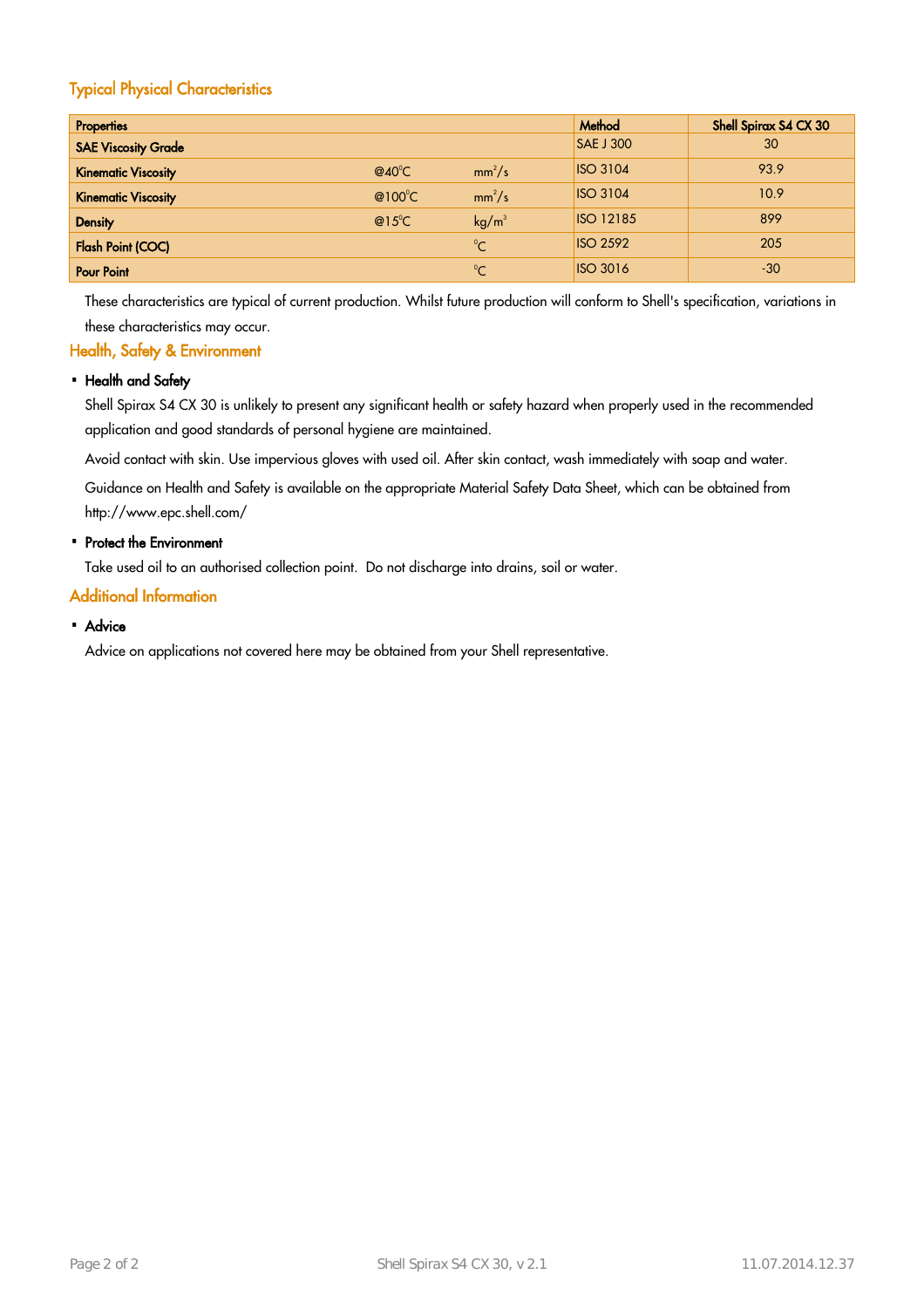## Typical Physical Characteristics

| Properties | | | Method | Shell Spirax S4 CX 30 |
|---|---|---|---|---|
| SAE Viscosity Grade | | | SAE J 300 | 30 |
| Kinematic Viscosity | @40°C | $mm^2/s$ | ISO 3104 | 93.9 |
| Kinematic Viscosity | @100°C | $mm^2/s$ | ISO 3104 | 10.9 |
| Density | @15°C | $kg/m^3$ | ISO 12185 | 899 |
| Flash Point (COC) | | °C | ISO 2592 | 205 |
| Pour Point | | °C | ISO 3016 | -30 |

These characteristics are typical of current production. Whilst future production will conform to Shell's specification, variations in these characteristics may occur.

## Health, Safety & Environment

- **Health and Safety**

Shell Spirax S4 CX 30 is unlikely to present any significant health or safety hazard when properly used in the recommended application and good standards of personal hygiene are maintained.

Avoid contact with skin. Use impervious gloves with used oil. After skin contact, wash immediately with soap and water.

Guidance on Health and Safety is available on the appropriate Material Safety Data Sheet, which can be obtained from http://www.epc.shell.com/

- **Protect the Environment**

Take used oil to an authorised collection point. Do not discharge into drains, soil or water.

## Additional Information

- **Advice**

Advice on applications not covered here may be obtained from your Shell representative.